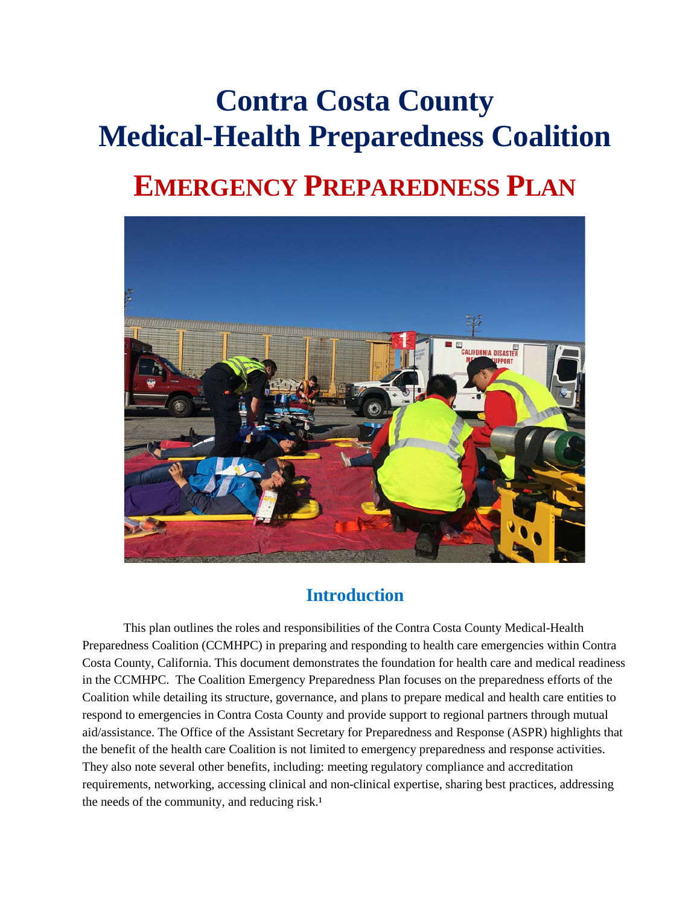# Contra Costa County Medical-Health Preparedness Coalition

# EMERGENCY PREPAREDNESS PLAN

## Introduction

This plan outlines the roles and responsibilities of the Contra Costa County Medical-Health Preparedness Coalition (CCMHPC) in preparing and responding to health care emergencies within Contra Costa County, California. This document demonstrates the foundation for health care and medical readiness in the CCMHPC. The Coalition Emergency Preparedness Plan focuses on the preparedness efforts of the Coalition while detailing its structure, governance, and plans to prepare medical and health care entities to respond to emergencies in Contra Costa County and provide support to regional partners through mutual aid/assistance. The Office of the Assistant Secretary for Preparedness and Response (ASPR) highlights that the benefit of the health care Coalition is not limited to emergency preparedness and response activities. They also note several other benefits, including: meeting regulatory compliance and accreditation requirements, networking, accessing clinical and non-clinical expertise, sharing best practices, addressing the needs of the community, and reducing risk.[1]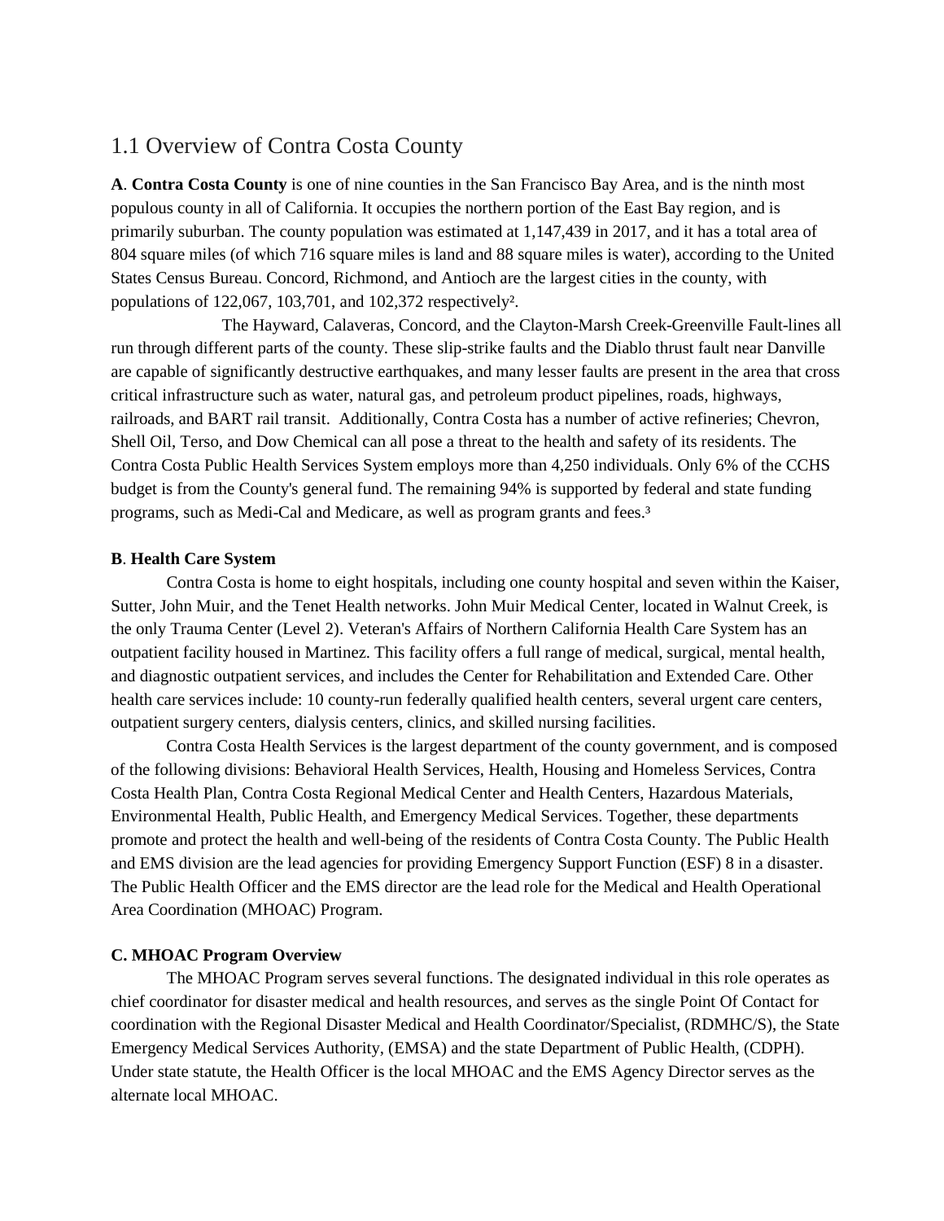## 1.1 Overview of Contra Costa County

**A**. **Contra Costa County** is one of nine counties in the San Francisco Bay Area, and is the ninth most populous county in all of California. It occupies the northern portion of the East Bay region, and is primarily suburban. The county population was estimated at 1,147,439 in 2017, and it has a total area of 804 square miles (of which 716 square miles is land and 88 square miles is water), according to the United States Census Bureau. Concord, Richmond, and Antioch are the largest cities in the county, with populations of 122,067, 103,701, and 102,372 respectively[2].

The Hayward, Calaveras, Concord, and the Clayton-Marsh Creek-Greenville Fault-lines all run through different parts of the county. These slip-strike faults and the Diablo thrust fault near Danville are capable of significantly destructive earthquakes, and many lesser faults are present in the area that cross critical infrastructure such as water, natural gas, and petroleum product pipelines, roads, highways, railroads, and BART rail transit. Additionally, Contra Costa has a number of active refineries; Chevron, Shell Oil, Terso, and Dow Chemical can all pose a threat to the health and safety of its residents. The Contra Costa Public Health Services System employs more than 4,250 individuals. Only 6% of the CCHS budget is from the County's general fund. The remaining 94% is supported by federal and state funding programs, such as Medi-Cal and Medicare, as well as program grants and fees.[3]

**B**. **Health Care System**

Contra Costa is home to eight hospitals, including one county hospital and seven within the Kaiser, Sutter, John Muir, and the Tenet Health networks. John Muir Medical Center, located in Walnut Creek, is the only Trauma Center (Level 2). Veteran's Affairs of Northern California Health Care System has an outpatient facility housed in Martinez. This facility offers a full range of medical, surgical, mental health, and diagnostic outpatient services, and includes the Center for Rehabilitation and Extended Care. Other health care services include: 10 county-run federally qualified health centers, several urgent care centers, outpatient surgery centers, dialysis centers, clinics, and skilled nursing facilities.

Contra Costa Health Services is the largest department of the county government, and is composed of the following divisions: Behavioral Health Services, Health, Housing and Homeless Services, Contra Costa Health Plan, Contra Costa Regional Medical Center and Health Centers, Hazardous Materials, Environmental Health, Public Health, and Emergency Medical Services. Together, these departments promote and protect the health and well-being of the residents of Contra Costa County. The Public Health and EMS division are the lead agencies for providing Emergency Support Function (ESF) 8 in a disaster. The Public Health Officer and the EMS director are the lead role for the Medical and Health Operational Area Coordination (MHOAC) Program.

**C. MHOAC Program Overview**

The MHOAC Program serves several functions. The designated individual in this role operates as chief coordinator for disaster medical and health resources, and serves as the single Point Of Contact for coordination with the Regional Disaster Medical and Health Coordinator/Specialist, (RDMHC/S), the State Emergency Medical Services Authority, (EMSA) and the state Department of Public Health, (CDPH). Under state statute, the Health Officer is the local MHOAC and the EMS Agency Director serves as the alternate local MHOAC.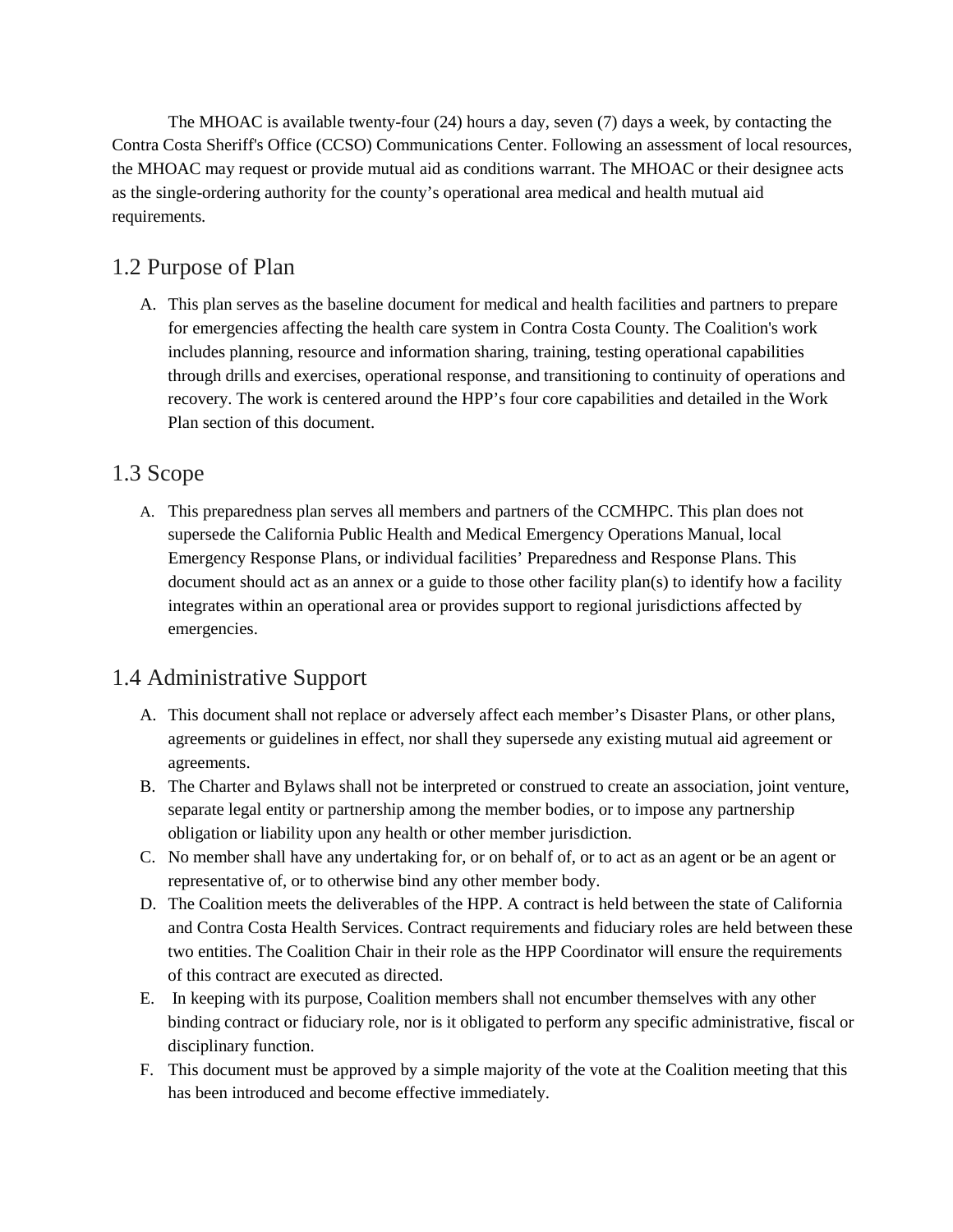The MHOAC is available twenty-four (24) hours a day, seven (7) days a week, by contacting the Contra Costa Sheriff's Office (CCSO) Communications Center. Following an assessment of local resources, the MHOAC may request or provide mutual aid as conditions warrant. The MHOAC or their designee acts as the single-ordering authority for the county's operational area medical and health mutual aid requirements.

## 1.2 Purpose of Plan

A. This plan serves as the baseline document for medical and health facilities and partners to prepare for emergencies affecting the health care system in Contra Costa County. The Coalition's work includes planning, resource and information sharing, training, testing operational capabilities through drills and exercises, operational response, and transitioning to continuity of operations and recovery. The work is centered around the HPP's four core capabilities and detailed in the Work Plan section of this document.

## 1.3 Scope

A. This preparedness plan serves all members and partners of the CCMHPC. This plan does not supersede the California Public Health and Medical Emergency Operations Manual, local Emergency Response Plans, or individual facilities' Preparedness and Response Plans. This document should act as an annex or a guide to those other facility plan(s) to identify how a facility integrates within an operational area or provides support to regional jurisdictions affected by emergencies.

## 1.4 Administrative Support

A. This document shall not replace or adversely affect each member's Disaster Plans, or other plans, agreements or guidelines in effect, nor shall they supersede any existing mutual aid agreement or agreements.
B. The Charter and Bylaws shall not be interpreted or construed to create an association, joint venture, separate legal entity or partnership among the member bodies, or to impose any partnership obligation or liability upon any health or other member jurisdiction.
C. No member shall have any undertaking for, or on behalf of, or to act as an agent or be an agent or representative of, or to otherwise bind any other member body.
D. The Coalition meets the deliverables of the HPP. A contract is held between the state of California and Contra Costa Health Services. Contract requirements and fiduciary roles are held between these two entities. The Coalition Chair in their role as the HPP Coordinator will ensure the requirements of this contract are executed as directed.
E. In keeping with its purpose, Coalition members shall not encumber themselves with any other binding contract or fiduciary role, nor is it obligated to perform any specific administrative, fiscal or disciplinary function.
F. This document must be approved by a simple majority of the vote at the Coalition meeting that this has been introduced and become effective immediately.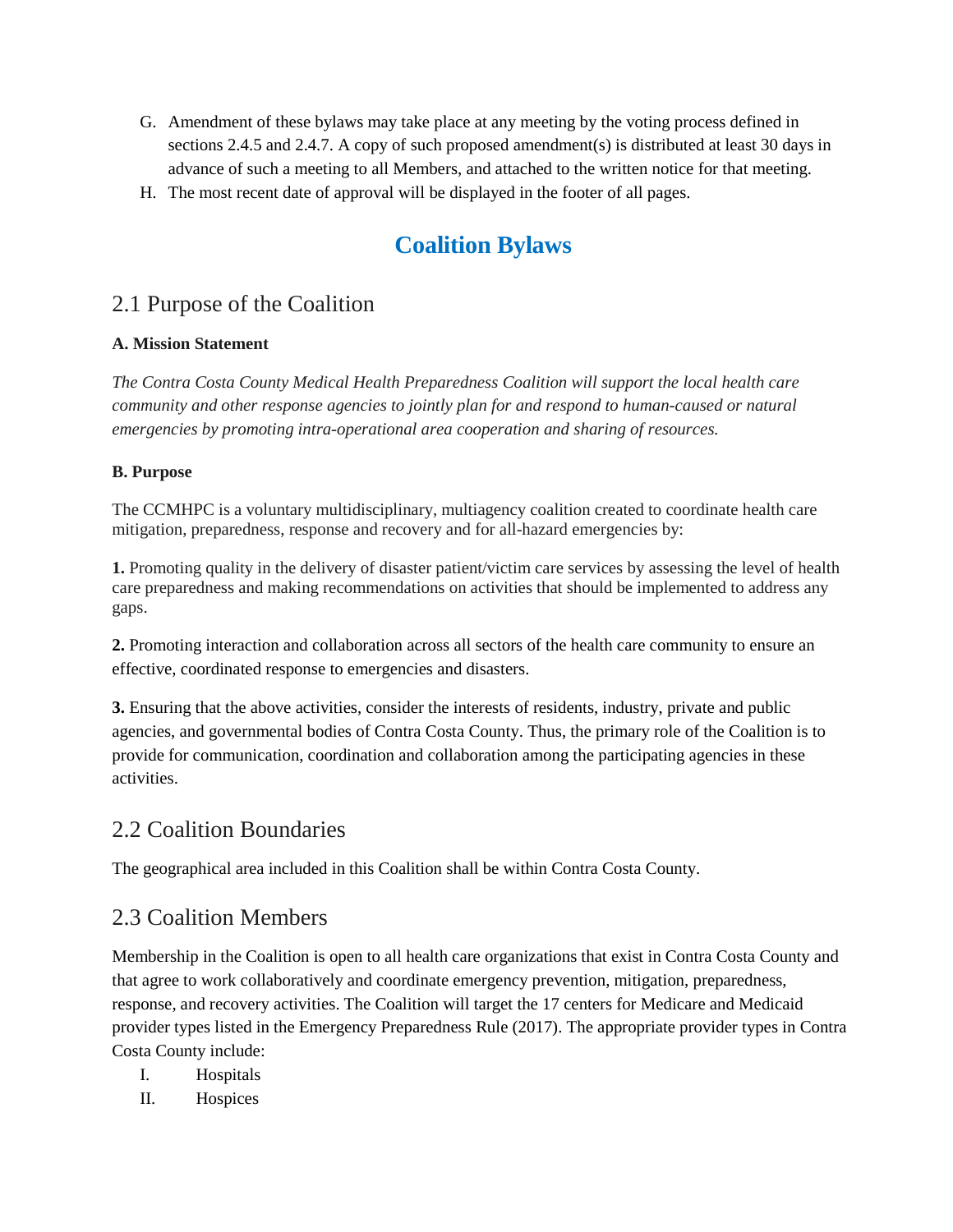G. Amendment of these bylaws may take place at any meeting by the voting process defined in sections 2.4.5 and 2.4.7. A copy of such proposed amendment(s) is distributed at least 30 days in advance of such a meeting to all Members, and attached to the written notice for that meeting.

H. The most recent date of approval will be displayed in the footer of all pages.

# Coalition Bylaws

## 2.1 Purpose of the Coalition

**A. Mission Statement**

*The Contra Costa County Medical Health Preparedness Coalition will support the local health care community and other response agencies to jointly plan for and respond to human-caused or natural emergencies by promoting intra-operational area cooperation and sharing of resources.*

**B. Purpose**

The CCMHPC is a voluntary multidisciplinary, multiagency coalition created to coordinate health care mitigation, preparedness, response and recovery and for all-hazard emergencies by:

**1.** Promoting quality in the delivery of disaster patient/victim care services by assessing the level of health care preparedness and making recommendations on activities that should be implemented to address any gaps.

**2.** Promoting interaction and collaboration across all sectors of the health care community to ensure an effective, coordinated response to emergencies and disasters.

**3.** Ensuring that the above activities, consider the interests of residents, industry, private and public agencies, and governmental bodies of Contra Costa County. Thus, the primary role of the Coalition is to provide for communication, coordination and collaboration among the participating agencies in these activities.

## 2.2 Coalition Boundaries

The geographical area included in this Coalition shall be within Contra Costa County.

## 2.3 Coalition Members

Membership in the Coalition is open to all health care organizations that exist in Contra Costa County and that agree to work collaboratively and coordinate emergency prevention, mitigation, preparedness, response, and recovery activities. The Coalition will target the 17 centers for Medicare and Medicaid provider types listed in the Emergency Preparedness Rule (2017). The appropriate provider types in Contra Costa County include:

I. Hospitals

II. Hospices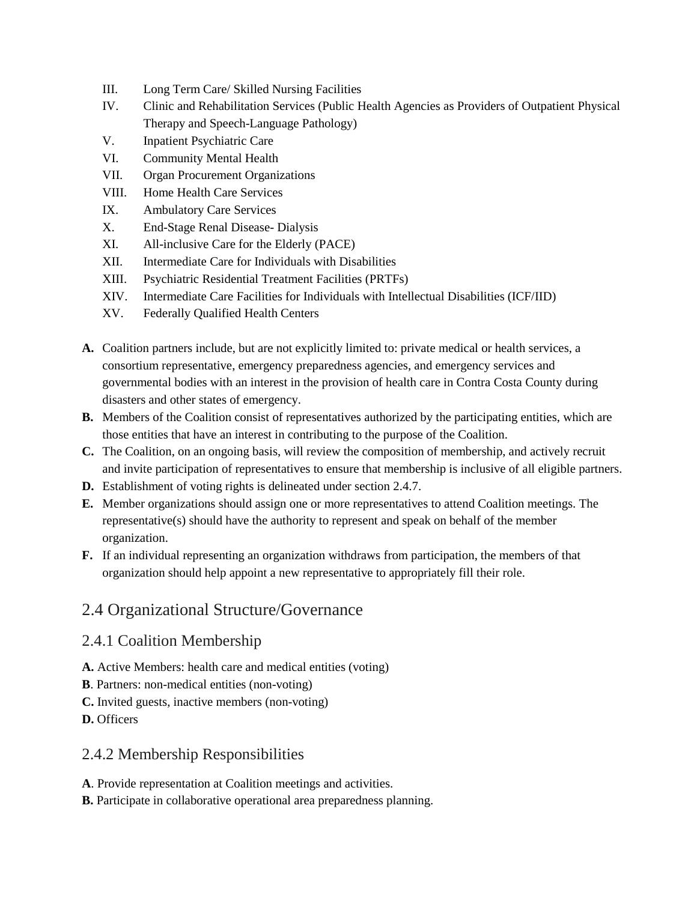III. Long Term Care/ Skilled Nursing Facilities
IV. Clinic and Rehabilitation Services (Public Health Agencies as Providers of Outpatient Physical Therapy and Speech-Language Pathology)
V. Inpatient Psychiatric Care
VI. Community Mental Health
VII. Organ Procurement Organizations
VIII. Home Health Care Services
IX. Ambulatory Care Services
X. End-Stage Renal Disease- Dialysis
XI. All-inclusive Care for the Elderly (PACE)
XII. Intermediate Care for Individuals with Disabilities
XIII. Psychiatric Residential Treatment Facilities (PRTFs)
XIV. Intermediate Care Facilities for Individuals with Intellectual Disabilities (ICF/IID)
XV. Federally Qualified Health Centers

**A.** Coalition partners include, but are not explicitly limited to: private medical or health services, a consortium representative, emergency preparedness agencies, and emergency services and governmental bodies with an interest in the provision of health care in Contra Costa County during disasters and other states of emergency.

**B.** Members of the Coalition consist of representatives authorized by the participating entities, which are those entities that have an interest in contributing to the purpose of the Coalition.

**C.** The Coalition, on an ongoing basis, will review the composition of membership, and actively recruit and invite participation of representatives to ensure that membership is inclusive of all eligible partners.

**D.** Establishment of voting rights is delineated under section 2.4.7.

**E.** Member organizations should assign one or more representatives to attend Coalition meetings. The representative(s) should have the authority to represent and speak on behalf of the member organization.

**F.** If an individual representing an organization withdraws from participation, the members of that organization should help appoint a new representative to appropriately fill their role.

## 2.4 Organizational Structure/Governance

### 2.4.1 Coalition Membership

**A.** Active Members: health care and medical entities (voting)

**B**. Partners: non-medical entities (non-voting)

**C.** Invited guests, inactive members (non-voting)

**D.** Officers

### 2.4.2 Membership Responsibilities

**A**. Provide representation at Coalition meetings and activities.

**B.** Participate in collaborative operational area preparedness planning.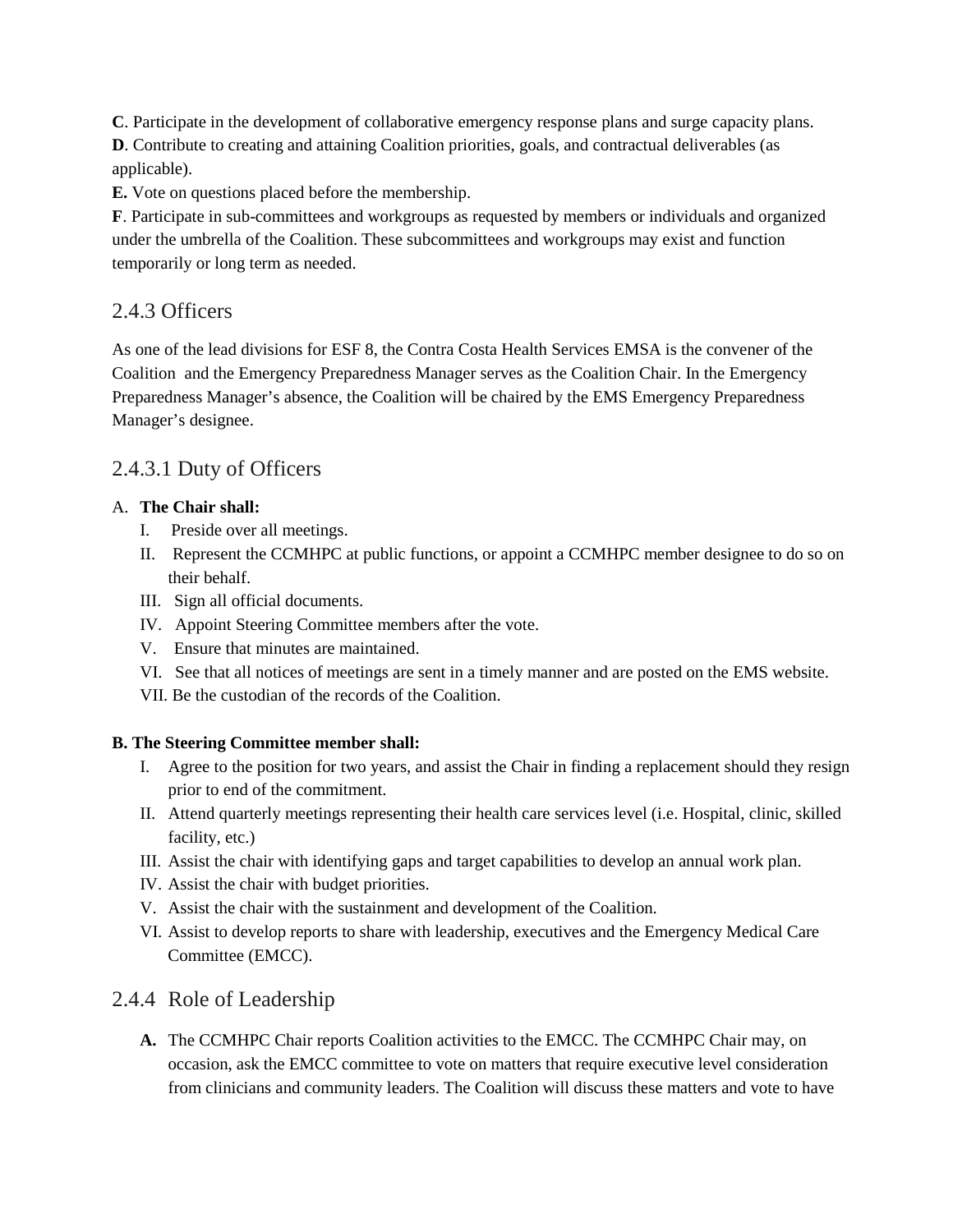**C**. Participate in the development of collaborative emergency response plans and surge capacity plans.

**D**. Contribute to creating and attaining Coalition priorities, goals, and contractual deliverables (as applicable).

**E.** Vote on questions placed before the membership.

**F**. Participate in sub-committees and workgroups as requested by members or individuals and organized under the umbrella of the Coalition. These subcommittees and workgroups may exist and function temporarily or long term as needed.

## 2.4.3 Officers

As one of the lead divisions for ESF 8, the Contra Costa Health Services EMSA is the convener of the Coalition and the Emergency Preparedness Manager serves as the Coalition Chair. In the Emergency Preparedness Manager's absence, the Coalition will be chaired by the EMS Emergency Preparedness Manager's designee.

## 2.4.3.1 Duty of Officers

A. **The Chair shall:**

I. Preside over all meetings.

II. Represent the CCMHPC at public functions, or appoint a CCMHPC member designee to do so on their behalf.

III. Sign all official documents.

IV. Appoint Steering Committee members after the vote.

V. Ensure that minutes are maintained.

VI. See that all notices of meetings are sent in a timely manner and are posted on the EMS website.

VII. Be the custodian of the records of the Coalition.

**B. The Steering Committee member shall:**

I. Agree to the position for two years, and assist the Chair in finding a replacement should they resign prior to end of the commitment.

II. Attend quarterly meetings representing their health care services level (i.e. Hospital, clinic, skilled facility, etc.)

III. Assist the chair with identifying gaps and target capabilities to develop an annual work plan.

IV. Assist the chair with budget priorities.

V. Assist the chair with the sustainment and development of the Coalition.

VI. Assist to develop reports to share with leadership, executives and the Emergency Medical Care Committee (EMCC).

## 2.4.4 Role of Leadership

**A.** The CCMHPC Chair reports Coalition activities to the EMCC. The CCMHPC Chair may, on occasion, ask the EMCC committee to vote on matters that require executive level consideration from clinicians and community leaders. The Coalition will discuss these matters and vote to have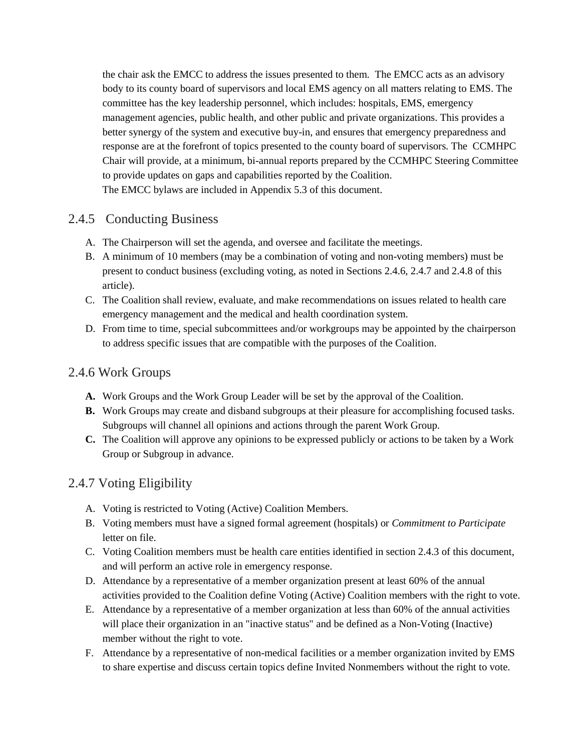the chair ask the EMCC to address the issues presented to them. The EMCC acts as an advisory body to its county board of supervisors and local EMS agency on all matters relating to EMS. The committee has the key leadership personnel, which includes: hospitals, EMS, emergency management agencies, public health, and other public and private organizations. This provides a better synergy of the system and executive buy-in, and ensures that emergency preparedness and response are at the forefront of topics presented to the county board of supervisors. The CCMHPC Chair will provide, at a minimum, bi-annual reports prepared by the CCMHPC Steering Committee to provide updates on gaps and capabilities reported by the Coalition.
The EMCC bylaws are included in Appendix 5.3 of this document.

### 2.4.5 Conducting Business

A. The Chairperson will set the agenda, and oversee and facilitate the meetings.
B. A minimum of 10 members (may be a combination of voting and non-voting members) must be present to conduct business (excluding voting, as noted in Sections 2.4.6, 2.4.7 and 2.4.8 of this article).
C. The Coalition shall review, evaluate, and make recommendations on issues related to health care emergency management and the medical and health coordination system.
D. From time to time, special subcommittees and/or workgroups may be appointed by the chairperson to address specific issues that are compatible with the purposes of the Coalition.

### 2.4.6 Work Groups

**A.** Work Groups and the Work Group Leader will be set by the approval of the Coalition.
**B.** Work Groups may create and disband subgroups at their pleasure for accomplishing focused tasks. Subgroups will channel all opinions and actions through the parent Work Group.
**C.** The Coalition will approve any opinions to be expressed publicly or actions to be taken by a Work Group or Subgroup in advance.

### 2.4.7 Voting Eligibility

A. Voting is restricted to Voting (Active) Coalition Members.
B. Voting members must have a signed formal agreement (hospitals) or *Commitment to Participate* letter on file.
C. Voting Coalition members must be health care entities identified in section 2.4.3 of this document, and will perform an active role in emergency response.
D. Attendance by a representative of a member organization present at least 60% of the annual activities provided to the Coalition define Voting (Active) Coalition members with the right to vote.
E. Attendance by a representative of a member organization at less than 60% of the annual activities will place their organization in an "inactive status" and be defined as a Non-Voting (Inactive) member without the right to vote.
F. Attendance by a representative of non-medical facilities or a member organization invited by EMS to share expertise and discuss certain topics define Invited Nonmembers without the right to vote.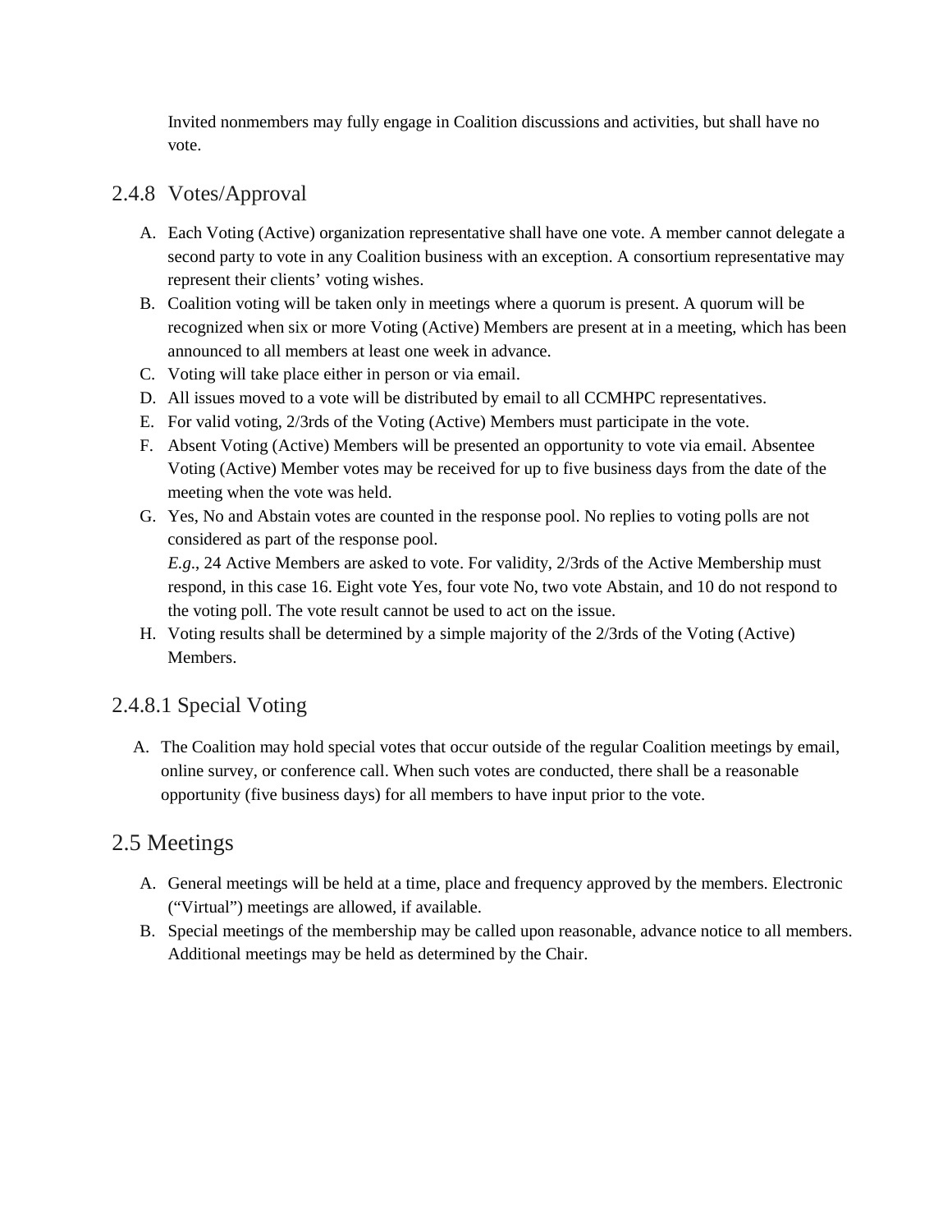Invited nonmembers may fully engage in Coalition discussions and activities, but shall have no vote.

### 2.4.8 Votes/Approval

A. Each Voting (Active) organization representative shall have one vote. A member cannot delegate a second party to vote in any Coalition business with an exception. A consortium representative may represent their clients' voting wishes.
B. Coalition voting will be taken only in meetings where a quorum is present. A quorum will be recognized when six or more Voting (Active) Members are present at in a meeting, which has been announced to all members at least one week in advance.
C. Voting will take place either in person or via email.
D. All issues moved to a vote will be distributed by email to all CCMHPC representatives.
E. For valid voting, 2/3rds of the Voting (Active) Members must participate in the vote.
F. Absent Voting (Active) Members will be presented an opportunity to vote via email. Absentee Voting (Active) Member votes may be received for up to five business days from the date of the meeting when the vote was held.
G. Yes, No and Abstain votes are counted in the response pool. No replies to voting polls are not considered as part of the response pool.
   *E.g.*, 24 Active Members are asked to vote. For validity, 2/3rds of the Active Membership must respond, in this case 16. Eight vote Yes, four vote No, two vote Abstain, and 10 do not respond to the voting poll. The vote result cannot be used to act on the issue.
H. Voting results shall be determined by a simple majority of the 2/3rds of the Voting (Active) Members.

### 2.4.8.1 Special Voting

A. The Coalition may hold special votes that occur outside of the regular Coalition meetings by email, online survey, or conference call. When such votes are conducted, there shall be a reasonable opportunity (five business days) for all members to have input prior to the vote.

## 2.5 Meetings

A. General meetings will be held at a time, place and frequency approved by the members. Electronic ("Virtual") meetings are allowed, if available.
B. Special meetings of the membership may be called upon reasonable, advance notice to all members. Additional meetings may be held as determined by the Chair.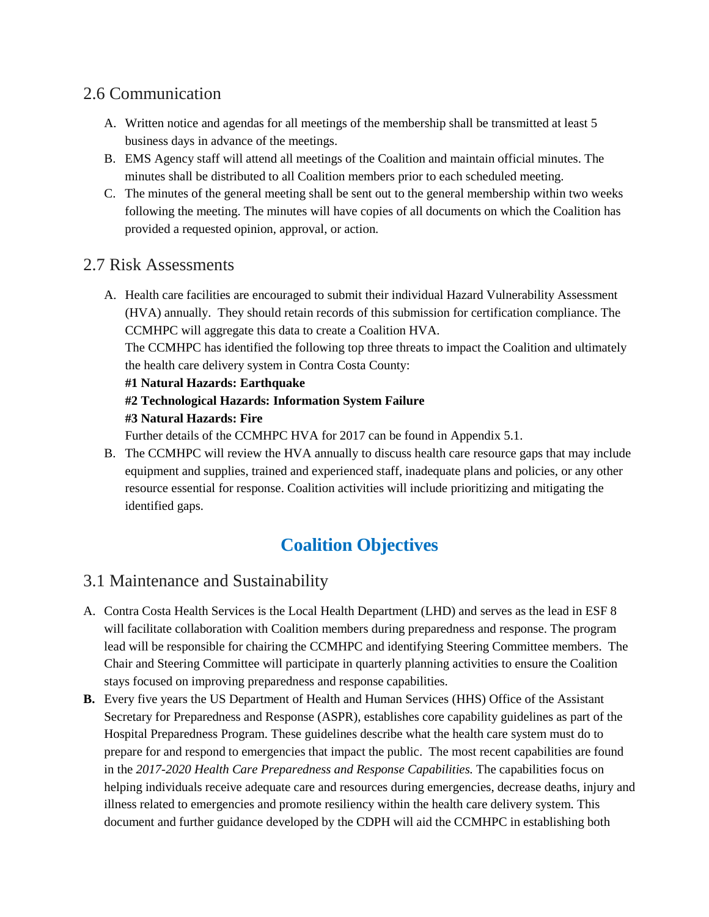## 2.6 Communication

A. Written notice and agendas for all meetings of the membership shall be transmitted at least 5 business days in advance of the meetings.
B. EMS Agency staff will attend all meetings of the Coalition and maintain official minutes. The minutes shall be distributed to all Coalition members prior to each scheduled meeting.
C. The minutes of the general meeting shall be sent out to the general membership within two weeks following the meeting. The minutes will have copies of all documents on which the Coalition has provided a requested opinion, approval, or action.

## 2.7 Risk Assessments

A. Health care facilities are encouraged to submit their individual Hazard Vulnerability Assessment (HVA) annually. They should retain records of this submission for certification compliance. The CCMHPC will aggregate this data to create a Coalition HVA.
   The CCMHPC has identified the following top three threats to impact the Coalition and ultimately the health care delivery system in Contra Costa County:
   **#1 Natural Hazards: Earthquake**
   **#2 Technological Hazards: Information System Failure**
   **#3 Natural Hazards: Fire**
   Further details of the CCMHPC HVA for 2017 can be found in Appendix 5.1.
B. The CCMHPC will review the HVA annually to discuss health care resource gaps that may include equipment and supplies, trained and experienced staff, inadequate plans and policies, or any other resource essential for response. Coalition activities will include prioritizing and mitigating the identified gaps.

# Coalition Objectives

## 3.1 Maintenance and Sustainability

A. Contra Costa Health Services is the Local Health Department (LHD) and serves as the lead in ESF 8 will facilitate collaboration with Coalition members during preparedness and response. The program lead will be responsible for chairing the CCMHPC and identifying Steering Committee members. The Chair and Steering Committee will participate in quarterly planning activities to ensure the Coalition stays focused on improving preparedness and response capabilities.

**B.** Every five years the US Department of Health and Human Services (HHS) Office of the Assistant Secretary for Preparedness and Response (ASPR), establishes core capability guidelines as part of the Hospital Preparedness Program. These guidelines describe what the health care system must do to prepare for and respond to emergencies that impact the public. The most recent capabilities are found in the *2017-2020 Health Care Preparedness and Response Capabilities.* The capabilities focus on helping individuals receive adequate care and resources during emergencies, decrease deaths, injury and illness related to emergencies and promote resiliency within the health care delivery system. This document and further guidance developed by the CDPH will aid the CCMHPC in establishing both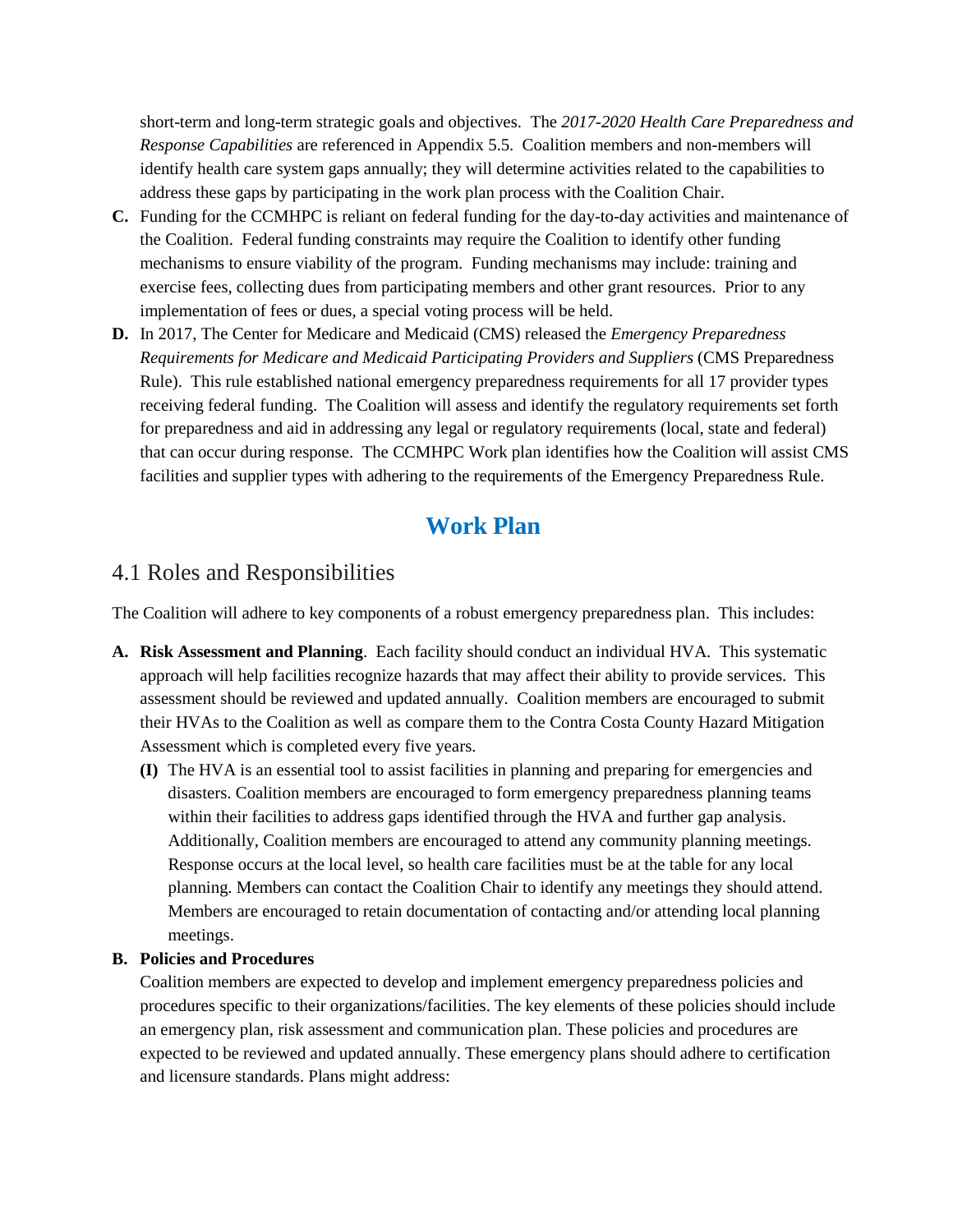short-term and long-term strategic goals and objectives. The *2017-2020 Health Care Preparedness and Response Capabilities* are referenced in Appendix 5.5. Coalition members and non-members will identify health care system gaps annually; they will determine activities related to the capabilities to address these gaps by participating in the work plan process with the Coalition Chair.

**C.** Funding for the CCMHPC is reliant on federal funding for the day-to-day activities and maintenance of the Coalition. Federal funding constraints may require the Coalition to identify other funding mechanisms to ensure viability of the program. Funding mechanisms may include: training and exercise fees, collecting dues from participating members and other grant resources. Prior to any implementation of fees or dues, a special voting process will be held.

**D.** In 2017, The Center for Medicare and Medicaid (CMS) released the *Emergency Preparedness Requirements for Medicare and Medicaid Participating Providers and Suppliers* (CMS Preparedness Rule). This rule established national emergency preparedness requirements for all 17 provider types receiving federal funding. The Coalition will assess and identify the regulatory requirements set forth for preparedness and aid in addressing any legal or regulatory requirements (local, state and federal) that can occur during response. The CCMHPC Work plan identifies how the Coalition will assist CMS facilities and supplier types with adhering to the requirements of the Emergency Preparedness Rule.

# Work Plan

## 4.1 Roles and Responsibilities

The Coalition will adhere to key components of a robust emergency preparedness plan. This includes:

**A. Risk Assessment and Planning**. Each facility should conduct an individual HVA. This systematic approach will help facilities recognize hazards that may affect their ability to provide services. This assessment should be reviewed and updated annually. Coalition members are encouraged to submit their HVAs to the Coalition as well as compare them to the Contra Costa County Hazard Mitigation Assessment which is completed every five years.

**(I)** The HVA is an essential tool to assist facilities in planning and preparing for emergencies and disasters. Coalition members are encouraged to form emergency preparedness planning teams within their facilities to address gaps identified through the HVA and further gap analysis. Additionally, Coalition members are encouraged to attend any community planning meetings. Response occurs at the local level, so health care facilities must be at the table for any local planning. Members can contact the Coalition Chair to identify any meetings they should attend. Members are encouraged to retain documentation of contacting and/or attending local planning meetings.

**B. Policies and Procedures**

Coalition members are expected to develop and implement emergency preparedness policies and procedures specific to their organizations/facilities. The key elements of these policies should include an emergency plan, risk assessment and communication plan. These policies and procedures are expected to be reviewed and updated annually. These emergency plans should adhere to certification and licensure standards. Plans might address: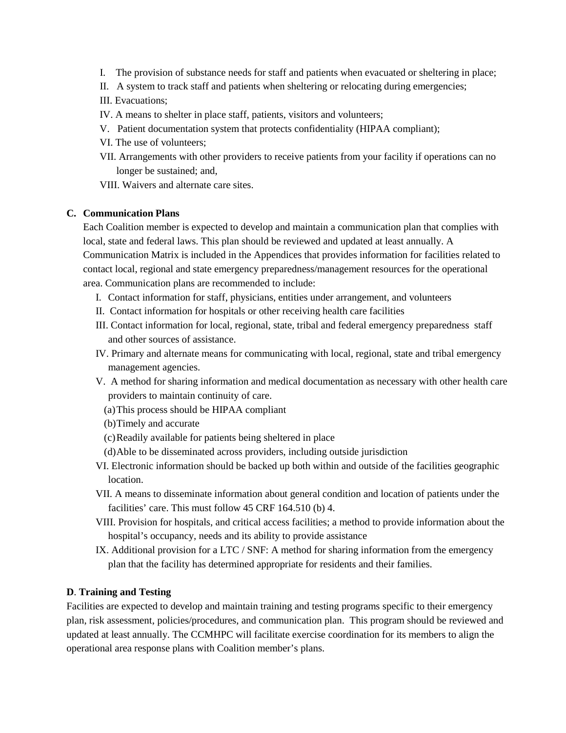I. The provision of substance needs for staff and patients when evacuated or sheltering in place;
II. A system to track staff and patients when sheltering or relocating during emergencies;
III. Evacuations;
IV. A means to shelter in place staff, patients, visitors and volunteers;
V. Patient documentation system that protects confidentiality (HIPAA compliant);
VI. The use of volunteers;
VII. Arrangements with other providers to receive patients from your facility if operations can no longer be sustained; and,
VIII. Waivers and alternate care sites.

**C. Communication Plans**

Each Coalition member is expected to develop and maintain a communication plan that complies with local, state and federal laws. This plan should be reviewed and updated at least annually. A Communication Matrix is included in the Appendices that provides information for facilities related to contact local, regional and state emergency preparedness/management resources for the operational area. Communication plans are recommended to include:

I. Contact information for staff, physicians, entities under arrangement, and volunteers
II. Contact information for hospitals or other receiving health care facilities
III. Contact information for local, regional, state, tribal and federal emergency preparedness staff and other sources of assistance.
IV. Primary and alternate means for communicating with local, regional, state and tribal emergency management agencies.
V. A method for sharing information and medical documentation as necessary with other health care providers to maintain continuity of care.
   (a) This process should be HIPAA compliant
   (b) Timely and accurate
   (c) Readily available for patients being sheltered in place
   (d) Able to be disseminated across providers, including outside jurisdiction
VI. Electronic information should be backed up both within and outside of the facilities geographic location.
VII. A means to disseminate information about general condition and location of patients under the facilities' care. This must follow 45 CRF 164.510 (b) 4.
VIII. Provision for hospitals, and critical access facilities; a method to provide information about the hospital's occupancy, needs and its ability to provide assistance
IX. Additional provision for a LTC / SNF: A method for sharing information from the emergency plan that the facility has determined appropriate for residents and their families.

**D**. **Training and Testing**

Facilities are expected to develop and maintain training and testing programs specific to their emergency plan, risk assessment, policies/procedures, and communication plan. This program should be reviewed and updated at least annually. The CCMHPC will facilitate exercise coordination for its members to align the operational area response plans with Coalition member's plans.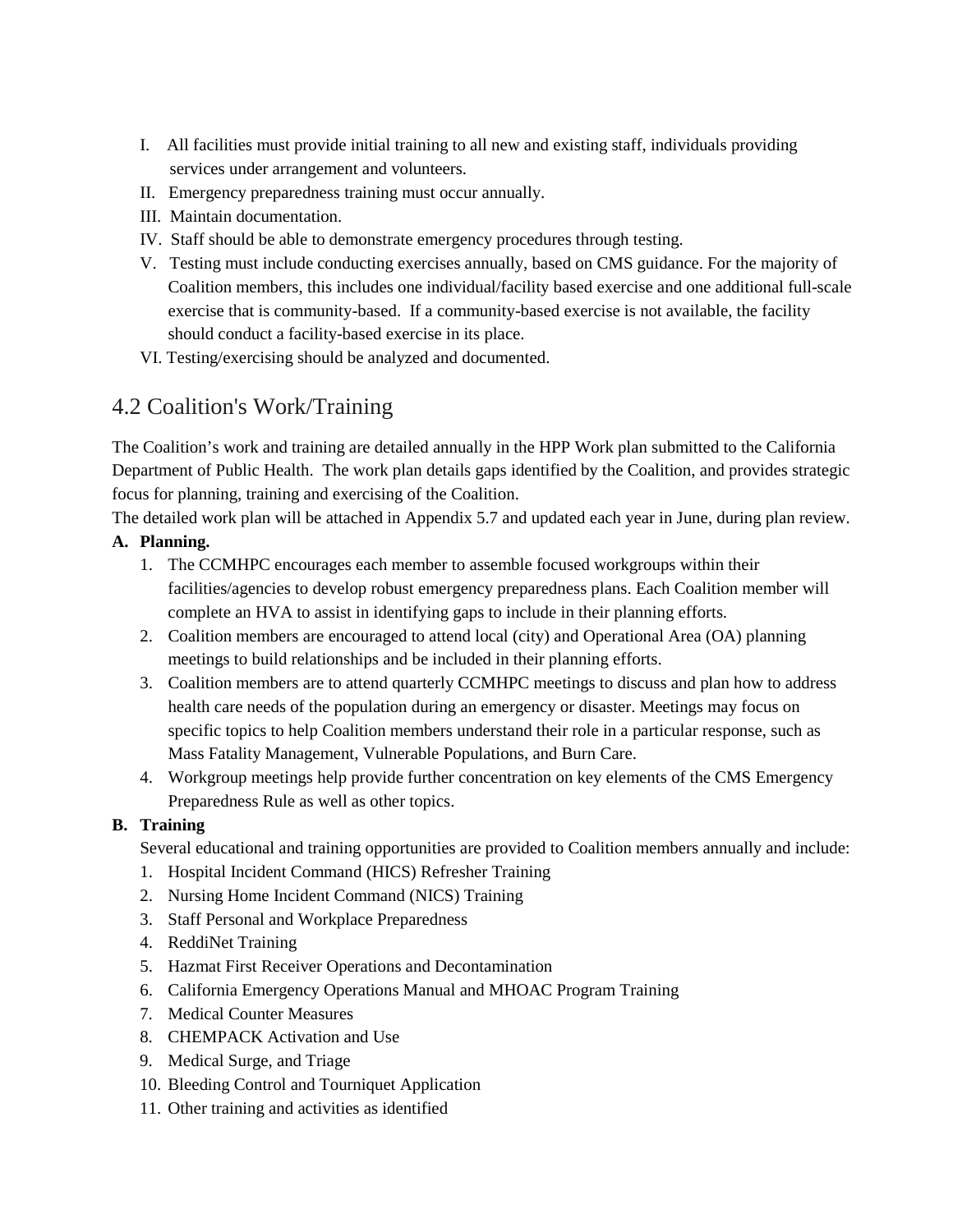I. All facilities must provide initial training to all new and existing staff, individuals providing services under arrangement and volunteers.
II. Emergency preparedness training must occur annually.
III. Maintain documentation.
IV. Staff should be able to demonstrate emergency procedures through testing.
V. Testing must include conducting exercises annually, based on CMS guidance. For the majority of Coalition members, this includes one individual/facility based exercise and one additional full-scale exercise that is community-based. If a community-based exercise is not available, the facility should conduct a facility-based exercise in its place.
VI. Testing/exercising should be analyzed and documented.

## 4.2 Coalition's Work/Training

The Coalition's work and training are detailed annually in the HPP Work plan submitted to the California Department of Public Health. The work plan details gaps identified by the Coalition, and provides strategic focus for planning, training and exercising of the Coalition.

The detailed work plan will be attached in Appendix 5.7 and updated each year in June, during plan review.

**A. Planning.**

1. The CCMHPC encourages each member to assemble focused workgroups within their facilities/agencies to develop robust emergency preparedness plans. Each Coalition member will complete an HVA to assist in identifying gaps to include in their planning efforts.
2. Coalition members are encouraged to attend local (city) and Operational Area (OA) planning meetings to build relationships and be included in their planning efforts.
3. Coalition members are to attend quarterly CCMHPC meetings to discuss and plan how to address health care needs of the population during an emergency or disaster. Meetings may focus on specific topics to help Coalition members understand their role in a particular response, such as Mass Fatality Management, Vulnerable Populations, and Burn Care.
4. Workgroup meetings help provide further concentration on key elements of the CMS Emergency Preparedness Rule as well as other topics.

**B. Training**

Several educational and training opportunities are provided to Coalition members annually and include:

1. Hospital Incident Command (HICS) Refresher Training
2. Nursing Home Incident Command (NICS) Training
3. Staff Personal and Workplace Preparedness
4. ReddiNet Training
5. Hazmat First Receiver Operations and Decontamination
6. California Emergency Operations Manual and MHOAC Program Training
7. Medical Counter Measures
8. CHEMPACK Activation and Use
9. Medical Surge, and Triage
10. Bleeding Control and Tourniquet Application
11. Other training and activities as identified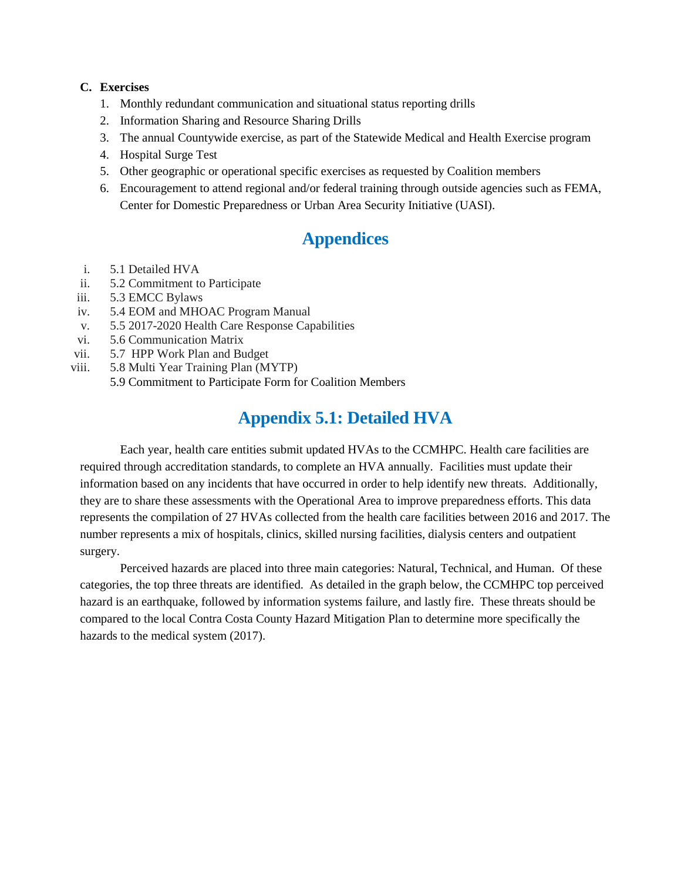**C. Exercises**

1. Monthly redundant communication and situational status reporting drills
2. Information Sharing and Resource Sharing Drills
3. The annual Countywide exercise, as part of the Statewide Medical and Health Exercise program
4. Hospital Surge Test
5. Other geographic or operational specific exercises as requested by Coalition members
6. Encouragement to attend regional and/or federal training through outside agencies such as FEMA, Center for Domestic Preparedness or Urban Area Security Initiative (UASI).

# Appendices

i. 5.1 Detailed HVA
ii. 5.2 Commitment to Participate
iii. 5.3 EMCC Bylaws
iv. 5.4 EOM and MHOAC Program Manual
v. 5.5 2017-2020 Health Care Response Capabilities
vi. 5.6 Communication Matrix
vii. 5.7 HPP Work Plan and Budget
viii. 5.8 Multi Year Training Plan (MYTP)
5.9 Commitment to Participate Form for Coalition Members

# Appendix 5.1: Detailed HVA

Each year, health care entities submit updated HVAs to the CCMHPC. Health care facilities are required through accreditation standards, to complete an HVA annually. Facilities must update their information based on any incidents that have occurred in order to help identify new threats. Additionally, they are to share these assessments with the Operational Area to improve preparedness efforts. This data represents the compilation of 27 HVAs collected from the health care facilities between 2016 and 2017. The number represents a mix of hospitals, clinics, skilled nursing facilities, dialysis centers and outpatient surgery.

Perceived hazards are placed into three main categories: Natural, Technical, and Human. Of these categories, the top three threats are identified. As detailed in the graph below, the CCMHPC top perceived hazard is an earthquake, followed by information systems failure, and lastly fire. These threats should be compared to the local Contra Costa County Hazard Mitigation Plan to determine more specifically the hazards to the medical system (2017).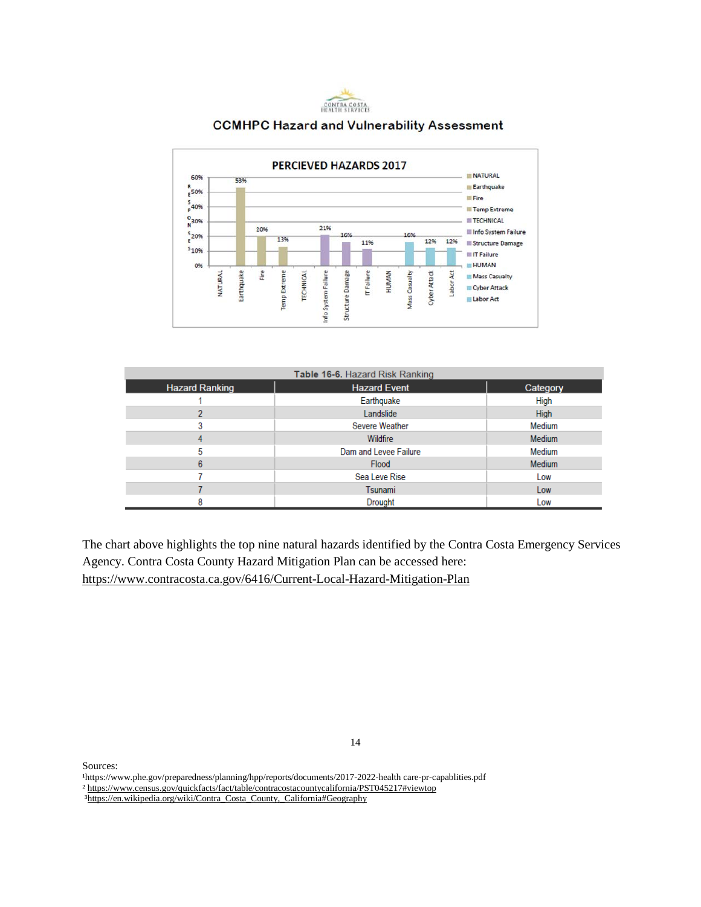CONTRA COSTA HEALTH SERVICES

# CCMHPC Hazard and Vulnerability Assessment

PERCIEVED HAZARDS 2017

| Category | Hazard | Response |
|---|---|---|
| NATURAL | Earthquake | 53% |
| NATURAL | Fire | 20% |
| NATURAL | Temp Extreme | 13% |
| TECHNICAL | Info System Failure | 21% |
| TECHNICAL | Structure Damage | 16% |
| TECHNICAL | IT Failure | 11% |
| HUMAN | Mass Casualty | 16% |
| HUMAN | Cyber Attack | 12% |
| HUMAN | Labor Act | 12% |

**Table 16-6.** Hazard Risk Ranking

| Hazard Ranking | Hazard Event | Category |
|---|---|---|
| 1 | Earthquake | High |
| 2 | Landslide | High |
| 3 | Severe Weather | Medium |
| 4 | Wildfire | Medium |
| 5 | Dam and Levee Failure | Medium |
| 6 | Flood | Medium |
| 7 | Sea Leve Rise | Low |
| 7 | Tsunami | Low |
| 8 | Drought | Low |

The chart above highlights the top nine natural hazards identified by the Contra Costa Emergency Services Agency. Contra Costa County Hazard Mitigation Plan can be accessed here: https://www.contracosta.ca.gov/6416/Current-Local-Hazard-Mitigation-Plan

Sources:
[1]https://www.phe.gov/preparedness/planning/hpp/reports/documents/2017-2022-health care-pr-capablities.pdf
[2] https://www.census.gov/quickfacts/fact/table/contracostacountycalifornia/PST045217#viewtop
[3]https://en.wikipedia.org/wiki/Contra_Costa_County,_California#Geography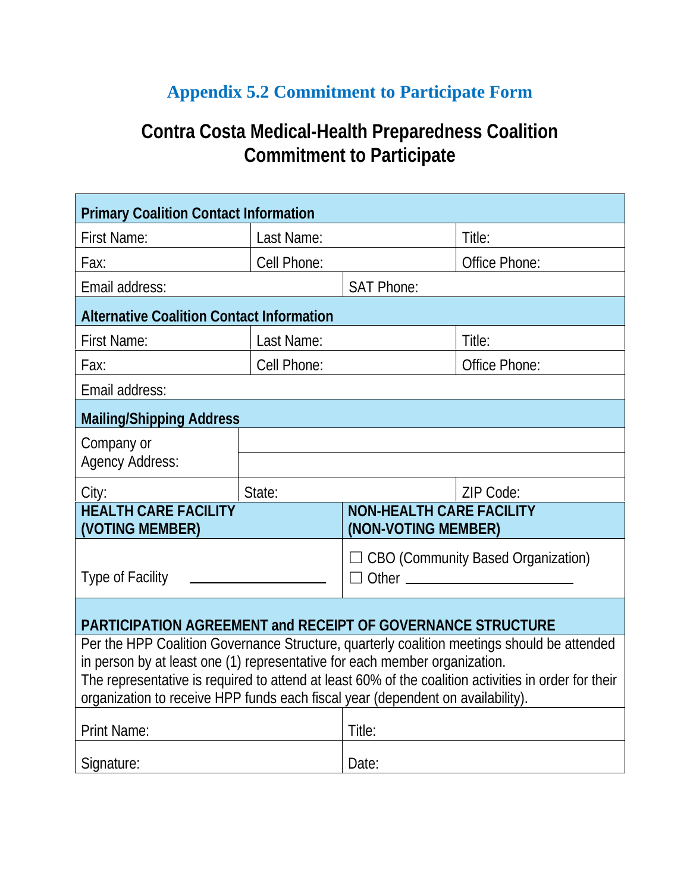## Appendix 5.2 Commitment to Participate Form

# Contra Costa Medical-Health Preparedness Coalition Commitment to Participate

| **Primary Coalition Contact Information** | | |
|---|---|---|
| First Name: | Last Name: | Title: |
| Fax: | Cell Phone: | Office Phone: |
| Email address: | SAT Phone: | |
| **Alternative Coalition Contact Information** | | |
| First Name: | Last Name: | Title: |
| Fax: | Cell Phone: | Office Phone: |
| Email address: | | |
| **Mailing/Shipping Address** | | |
| Company or Agency Address: | | |
| City: | State: | ZIP Code: |

| **HEALTH CARE FACILITY (VOTING MEMBER)** | **NON-HEALTH CARE FACILITY (NON-VOTING MEMBER)** |
|---|---|
| Type of Facility \_\_\_\_\_\_\_\_\_\_\_\_\_\_\_\_\_\_\_\_ | ☐ CBO (Community Based Organization)<br>☐ Other \_\_\_\_\_\_\_\_\_\_\_\_\_\_\_\_\_\_\_\_\_\_\_\_\_ |

| **PARTICIPATION AGREEMENT and RECEIPT OF GOVERNANCE STRUCTURE** | |
|---|---|
| Per the HPP Coalition Governance Structure, quarterly coalition meetings should be attended in person by at least one (1) representative for each member organization.<br>The representative is required to attend at least 60% of the coalition activities in order for their organization to receive HPP funds each fiscal year (dependent on availability). | |
| Print Name: | Title: |
| Signature: | Date: |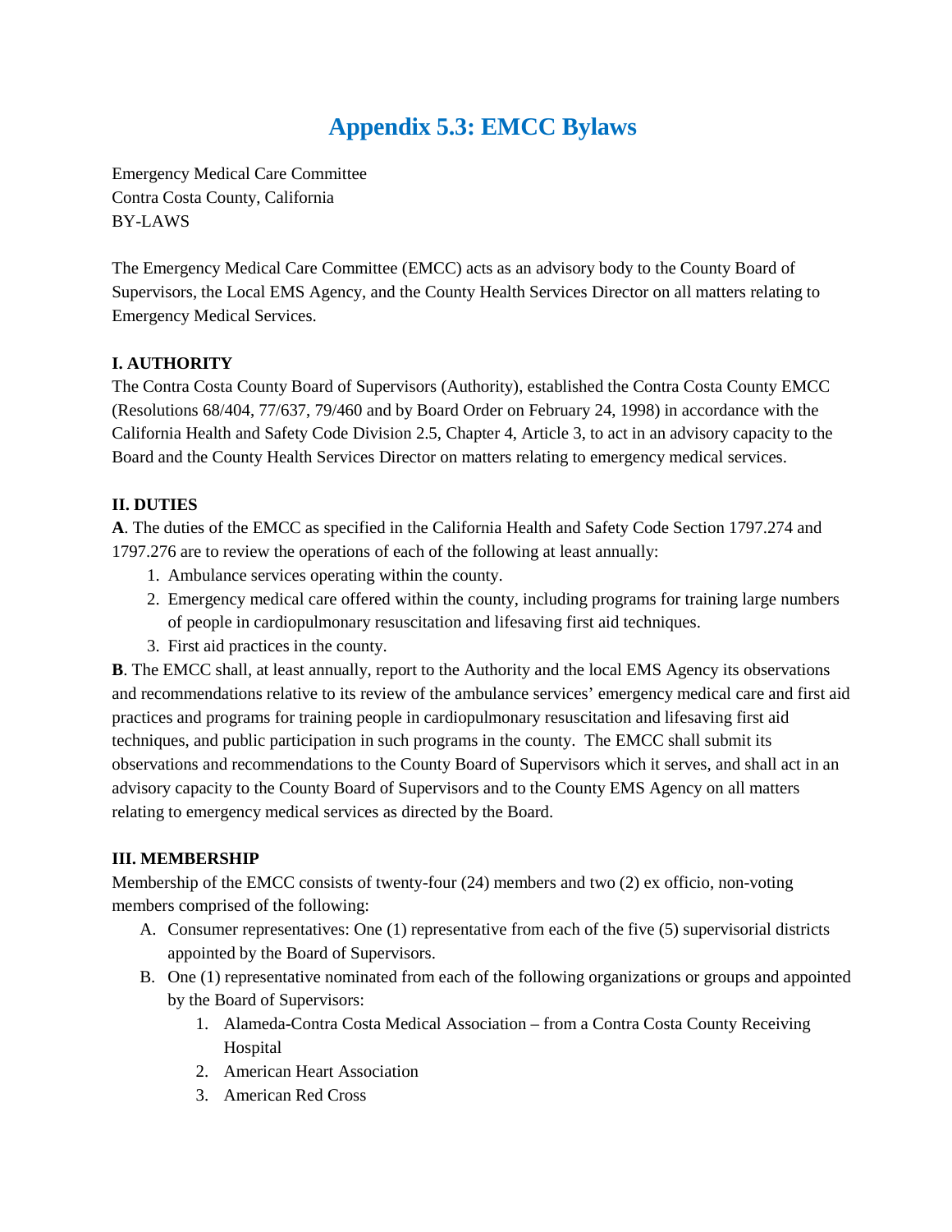# Appendix 5.3: EMCC Bylaws

Emergency Medical Care Committee
Contra Costa County, California
BY-LAWS

The Emergency Medical Care Committee (EMCC) acts as an advisory body to the County Board of Supervisors, the Local EMS Agency, and the County Health Services Director on all matters relating to Emergency Medical Services.

**I. AUTHORITY**

The Contra Costa County Board of Supervisors (Authority), established the Contra Costa County EMCC (Resolutions 68/404, 77/637, 79/460 and by Board Order on February 24, 1998) in accordance with the California Health and Safety Code Division 2.5, Chapter 4, Article 3, to act in an advisory capacity to the Board and the County Health Services Director on matters relating to emergency medical services.

**II. DUTIES**

**A**. The duties of the EMCC as specified in the California Health and Safety Code Section 1797.274 and 1797.276 are to review the operations of each of the following at least annually:

1. Ambulance services operating within the county.
2. Emergency medical care offered within the county, including programs for training large numbers of people in cardiopulmonary resuscitation and lifesaving first aid techniques.
3. First aid practices in the county.

**B**. The EMCC shall, at least annually, report to the Authority and the local EMS Agency its observations and recommendations relative to its review of the ambulance services' emergency medical care and first aid practices and programs for training people in cardiopulmonary resuscitation and lifesaving first aid techniques, and public participation in such programs in the county. The EMCC shall submit its observations and recommendations to the County Board of Supervisors which it serves, and shall act in an advisory capacity to the County Board of Supervisors and to the County EMS Agency on all matters relating to emergency medical services as directed by the Board.

**III. MEMBERSHIP**

Membership of the EMCC consists of twenty-four (24) members and two (2) ex officio, non-voting members comprised of the following:

A. Consumer representatives: One (1) representative from each of the five (5) supervisorial districts appointed by the Board of Supervisors.
B. One (1) representative nominated from each of the following organizations or groups and appointed by the Board of Supervisors:
    1. Alameda-Contra Costa Medical Association – from a Contra Costa County Receiving Hospital
    2. American Heart Association
    3. American Red Cross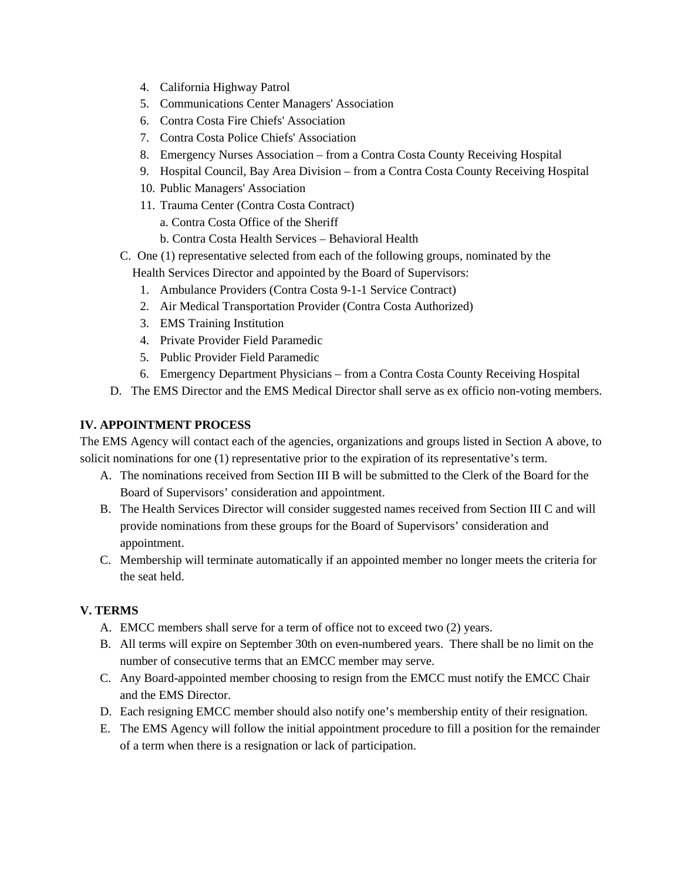4. California Highway Patrol
5. Communications Center Managers' Association
6. Contra Costa Fire Chiefs' Association
7. Contra Costa Police Chiefs' Association
8. Emergency Nurses Association – from a Contra Costa County Receiving Hospital
9. Hospital Council, Bay Area Division – from a Contra Costa County Receiving Hospital
10. Public Managers' Association
11. Trauma Center (Contra Costa Contract)
    a. Contra Costa Office of the Sheriff
    b. Contra Costa Health Services – Behavioral Health

C. One (1) representative selected from each of the following groups, nominated by the Health Services Director and appointed by the Board of Supervisors:

1. Ambulance Providers (Contra Costa 9-1-1 Service Contract)
2. Air Medical Transportation Provider (Contra Costa Authorized)
3. EMS Training Institution
4. Private Provider Field Paramedic
5. Public Provider Field Paramedic
6. Emergency Department Physicians – from a Contra Costa County Receiving Hospital

D. The EMS Director and the EMS Medical Director shall serve as ex officio non-voting members.

**IV. APPOINTMENT PROCESS**

The EMS Agency will contact each of the agencies, organizations and groups listed in Section A above, to solicit nominations for one (1) representative prior to the expiration of its representative's term.

A. The nominations received from Section III B will be submitted to the Clerk of the Board for the Board of Supervisors' consideration and appointment.
B. The Health Services Director will consider suggested names received from Section III C and will provide nominations from these groups for the Board of Supervisors' consideration and appointment.
C. Membership will terminate automatically if an appointed member no longer meets the criteria for the seat held.

**V. TERMS**

A. EMCC members shall serve for a term of office not to exceed two (2) years.
B. All terms will expire on September 30th on even-numbered years. There shall be no limit on the number of consecutive terms that an EMCC member may serve.
C. Any Board-appointed member choosing to resign from the EMCC must notify the EMCC Chair and the EMS Director.
D. Each resigning EMCC member should also notify one's membership entity of their resignation.
E. The EMS Agency will follow the initial appointment procedure to fill a position for the remainder of a term when there is a resignation or lack of participation.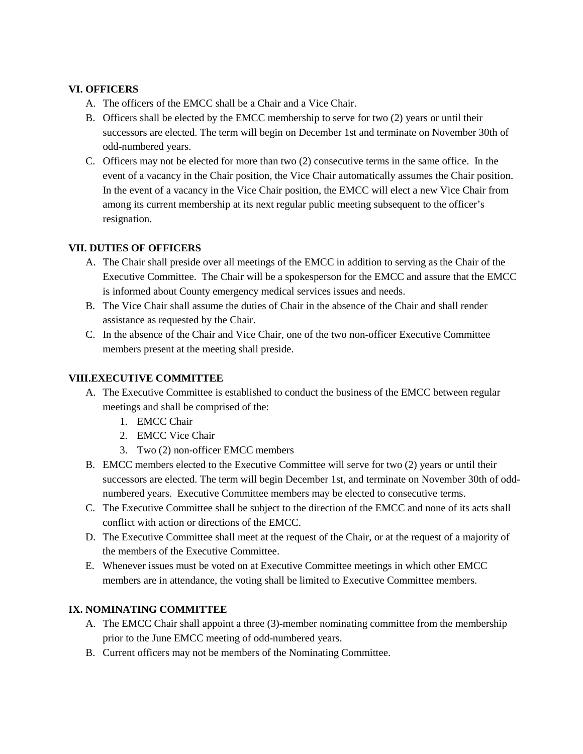**VI. OFFICERS**

A. The officers of the EMCC shall be a Chair and a Vice Chair.
B. Officers shall be elected by the EMCC membership to serve for two (2) years or until their successors are elected. The term will begin on December 1st and terminate on November 30th of odd-numbered years.
C. Officers may not be elected for more than two (2) consecutive terms in the same office. In the event of a vacancy in the Chair position, the Vice Chair automatically assumes the Chair position. In the event of a vacancy in the Vice Chair position, the EMCC will elect a new Vice Chair from among its current membership at its next regular public meeting subsequent to the officer's resignation.

**VII. DUTIES OF OFFICERS**

A. The Chair shall preside over all meetings of the EMCC in addition to serving as the Chair of the Executive Committee. The Chair will be a spokesperson for the EMCC and assure that the EMCC is informed about County emergency medical services issues and needs.
B. The Vice Chair shall assume the duties of Chair in the absence of the Chair and shall render assistance as requested by the Chair.
C. In the absence of the Chair and Vice Chair, one of the two non-officer Executive Committee members present at the meeting shall preside.

**VIII.EXECUTIVE COMMITTEE**

A. The Executive Committee is established to conduct the business of the EMCC between regular meetings and shall be comprised of the:
   1. EMCC Chair
   2. EMCC Vice Chair
   3. Two (2) non-officer EMCC members
B. EMCC members elected to the Executive Committee will serve for two (2) years or until their successors are elected. The term will begin December 1st, and terminate on November 30th of odd-numbered years. Executive Committee members may be elected to consecutive terms.
C. The Executive Committee shall be subject to the direction of the EMCC and none of its acts shall conflict with action or directions of the EMCC.
D. The Executive Committee shall meet at the request of the Chair, or at the request of a majority of the members of the Executive Committee.
E. Whenever issues must be voted on at Executive Committee meetings in which other EMCC members are in attendance, the voting shall be limited to Executive Committee members.

**IX. NOMINATING COMMITTEE**

A. The EMCC Chair shall appoint a three (3)-member nominating committee from the membership prior to the June EMCC meeting of odd-numbered years.
B. Current officers may not be members of the Nominating Committee.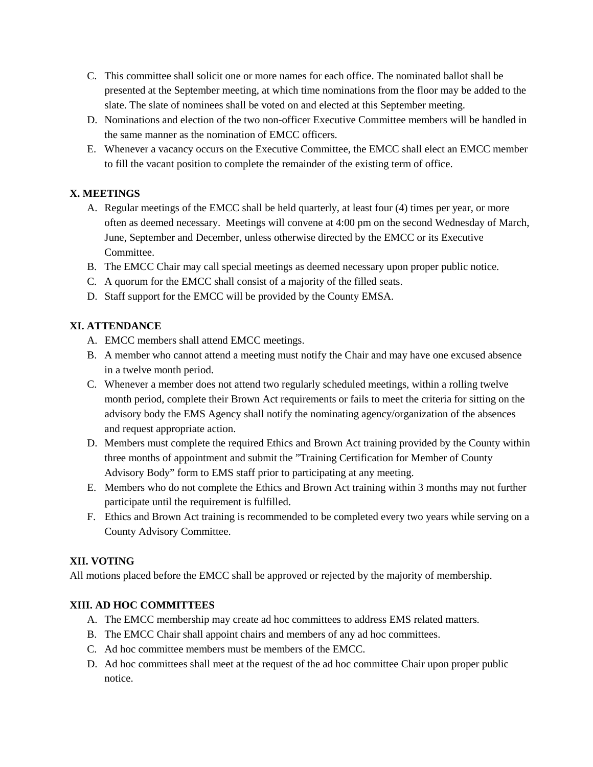C. This committee shall solicit one or more names for each office. The nominated ballot shall be presented at the September meeting, at which time nominations from the floor may be added to the slate. The slate of nominees shall be voted on and elected at this September meeting.

D. Nominations and election of the two non-officer Executive Committee members will be handled in the same manner as the nomination of EMCC officers.

E. Whenever a vacancy occurs on the Executive Committee, the EMCC shall elect an EMCC member to fill the vacant position to complete the remainder of the existing term of office.

**X. MEETINGS**

A. Regular meetings of the EMCC shall be held quarterly, at least four (4) times per year, or more often as deemed necessary. Meetings will convene at 4:00 pm on the second Wednesday of March, June, September and December, unless otherwise directed by the EMCC or its Executive Committee.

B. The EMCC Chair may call special meetings as deemed necessary upon proper public notice.

C. A quorum for the EMCC shall consist of a majority of the filled seats.

D. Staff support for the EMCC will be provided by the County EMSA.

**XI. ATTENDANCE**

A. EMCC members shall attend EMCC meetings.

B. A member who cannot attend a meeting must notify the Chair and may have one excused absence in a twelve month period.

C. Whenever a member does not attend two regularly scheduled meetings, within a rolling twelve month period, complete their Brown Act requirements or fails to meet the criteria for sitting on the advisory body the EMS Agency shall notify the nominating agency/organization of the absences and request appropriate action.

D. Members must complete the required Ethics and Brown Act training provided by the County within three months of appointment and submit the "Training Certification for Member of County Advisory Body" form to EMS staff prior to participating at any meeting.

E. Members who do not complete the Ethics and Brown Act training within 3 months may not further participate until the requirement is fulfilled.

F. Ethics and Brown Act training is recommended to be completed every two years while serving on a County Advisory Committee.

**XII. VOTING**

All motions placed before the EMCC shall be approved or rejected by the majority of membership.

**XIII. AD HOC COMMITTEES**

A. The EMCC membership may create ad hoc committees to address EMS related matters.

B. The EMCC Chair shall appoint chairs and members of any ad hoc committees.

C. Ad hoc committee members must be members of the EMCC.

D. Ad hoc committees shall meet at the request of the ad hoc committee Chair upon proper public notice.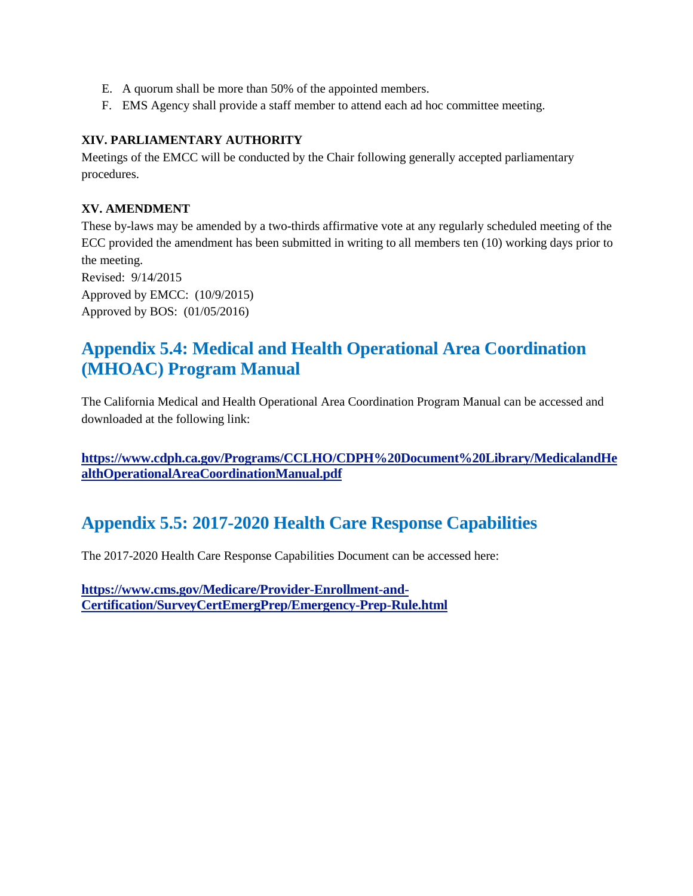E. A quorum shall be more than 50% of the appointed members.
F. EMS Agency shall provide a staff member to attend each ad hoc committee meeting.

**XIV. PARLIAMENTARY AUTHORITY**

Meetings of the EMCC will be conducted by the Chair following generally accepted parliamentary procedures.

**XV. AMENDMENT**

These by-laws may be amended by a two-thirds affirmative vote at any regularly scheduled meeting of the ECC provided the amendment has been submitted in writing to all members ten (10) working days prior to the meeting.

Revised: 9/14/2015
Approved by EMCC: (10/9/2015)
Approved by BOS: (01/05/2016)

## Appendix 5.4: Medical and Health Operational Area Coordination (MHOAC) Program Manual

The California Medical and Health Operational Area Coordination Program Manual can be accessed and downloaded at the following link:

**https://www.cdph.ca.gov/Programs/CCLHO/CDPH%20Document%20Library/MedicalandHealthOperationalAreaCoordinationManual.pdf**

## Appendix 5.5: 2017-2020 Health Care Response Capabilities

The 2017-2020 Health Care Response Capabilities Document can be accessed here:

**https://www.cms.gov/Medicare/Provider-Enrollment-and-Certification/SurveyCertEmergPrep/Emergency-Prep-Rule.html**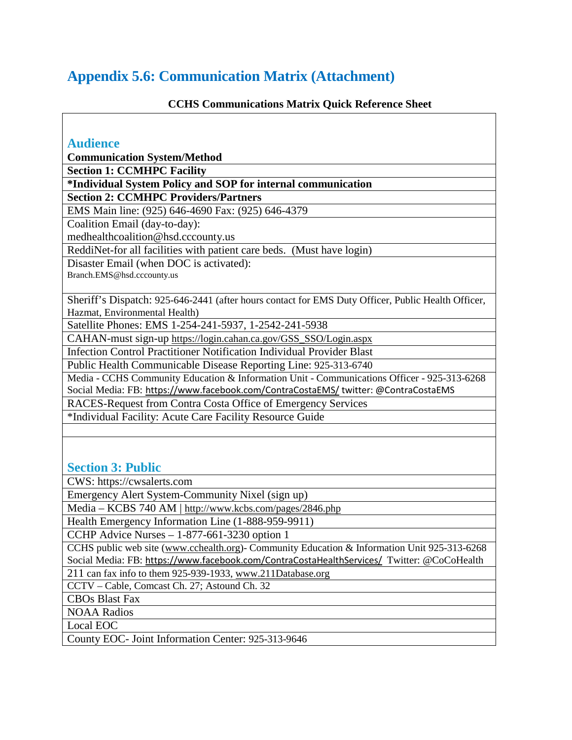# Appendix 5.6: Communication Matrix (Attachment)

**CCHS Communications Matrix Quick Reference Sheet**

## Audience

**Communication System/Method**

| **Section 1: CCMHPC Facility** |
|---|
| **\*Individual System Policy and SOP for internal communication** |
| **Section 2: CCMHPC Providers/Partners** |
| EMS Main line: (925) 646-4690 Fax: (925) 646-4379 |
| Coalition Email (day-to-day): medhealthcoalition@hsd.cccounty.us |
| ReddiNet-for all facilities with patient care beds. (Must have login) |
| Disaster Email (when DOC is activated): Branch.EMS@hsd.cccounty.us |
| Sheriff's Dispatch: 925-646-2441 (after hours contact for EMS Duty Officer, Public Health Officer, Hazmat, Environmental Health) |
| Satellite Phones: EMS 1-254-241-5937, 1-2542-241-5938 |
| CAHAN-must sign-up https://login.cahan.ca.gov/GSS_SSO/Login.aspx |
| Infection Control Practitioner Notification Individual Provider Blast |
| Public Health Communicable Disease Reporting Line: 925-313-6740 |
| Media - CCHS Community Education & Information Unit - Communications Officer - 925-313-6268 Social Media: FB: https://www.facebook.com/ContraCostaEMS/ twitter: @ContraCostaEMS |
| RACES-Request from Contra Costa Office of Emergency Services |
| \*Individual Facility: Acute Care Facility Resource Guide |
| |

## Section 3: Public

| |
|---|
| CWS: https://cwsalerts.com |
| Emergency Alert System-Community Nixel (sign up) |
| Media – KCBS 740 AM \| http://www.kcbs.com/pages/2846.php |
| Health Emergency Information Line (1-888-959-9911) |
| CCHP Advice Nurses – 1-877-661-3230 option 1 |
| CCHS public web site (www.cchealth.org)- Community Education & Information Unit 925-313-6268 Social Media: FB: https://www.facebook.com/ContraCostaHealthServices/ Twitter: @CoCoHealth |
| 211 can fax info to them 925-939-1933, www.211Database.org |
| CCTV – Cable, Comcast Ch. 27; Astound Ch. 32 |
| CBOs Blast Fax |
| NOAA Radios |
| Local EOC |
| County EOC- Joint Information Center: 925-313-9646 |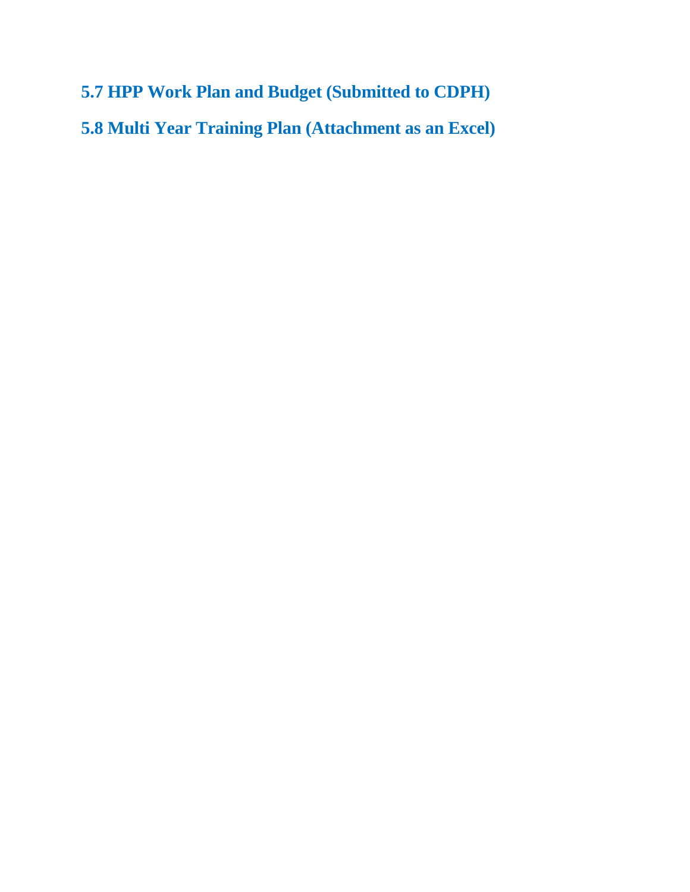## 5.7 HPP Work Plan and Budget (Submitted to CDPH)

## 5.8 Multi Year Training Plan (Attachment as an Excel)